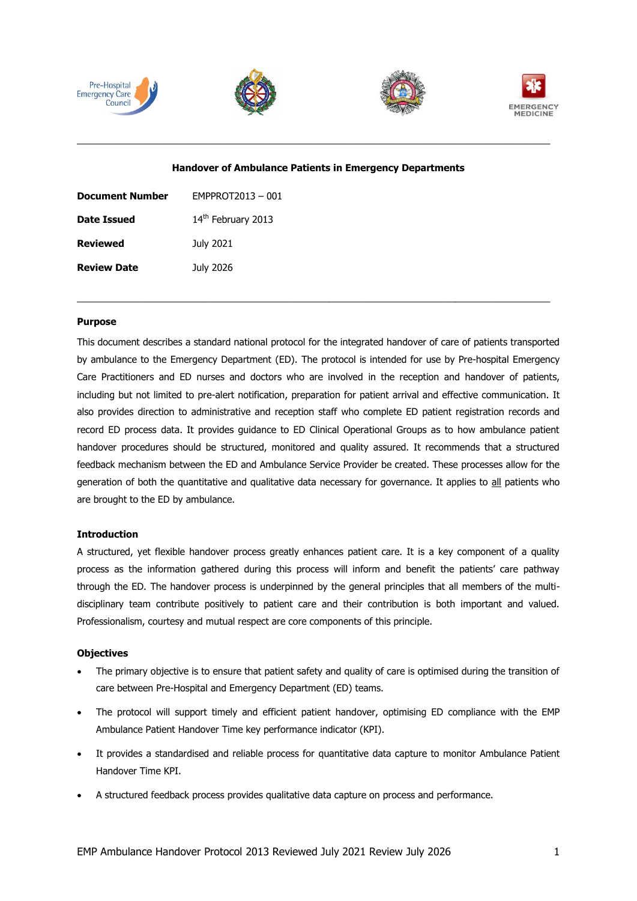# Handover of Ambulance Patients in Emergency Departments

| | |
|---|---|
| **Document Number** | EMPPROT2013 – 001 |
| **Date Issued** | 14th February 2013 |
| **Reviewed** | July 2021 |
| **Review Date** | July 2026 |

## Purpose

This document describes a standard national protocol for the integrated handover of care of patients transported by ambulance to the Emergency Department (ED). The protocol is intended for use by Pre-hospital Emergency Care Practitioners and ED nurses and doctors who are involved in the reception and handover of patients, including but not limited to pre-alert notification, preparation for patient arrival and effective communication. It also provides direction to administrative and reception staff who complete ED patient registration records and record ED process data. It provides guidance to ED Clinical Operational Groups as to how ambulance patient handover procedures should be structured, monitored and quality assured. It recommends that a structured feedback mechanism between the ED and Ambulance Service Provider be created. These processes allow for the generation of both the quantitative and qualitative data necessary for governance. It applies to all patients who are brought to the ED by ambulance.

## Introduction

A structured, yet flexible handover process greatly enhances patient care. It is a key component of a quality process as the information gathered during this process will inform and benefit the patients' care pathway through the ED. The handover process is underpinned by the general principles that all members of the multi-disciplinary team contribute positively to patient care and their contribution is both important and valued. Professionalism, courtesy and mutual respect are core components of this principle.

## Objectives

- The primary objective is to ensure that patient safety and quality of care is optimised during the transition of care between Pre-Hospital and Emergency Department (ED) teams.
- The protocol will support timely and efficient patient handover, optimising ED compliance with the EMP Ambulance Patient Handover Time key performance indicator (KPI).
- It provides a standardised and reliable process for quantitative data capture to monitor Ambulance Patient Handover Time KPI.
- A structured feedback process provides qualitative data capture on process and performance.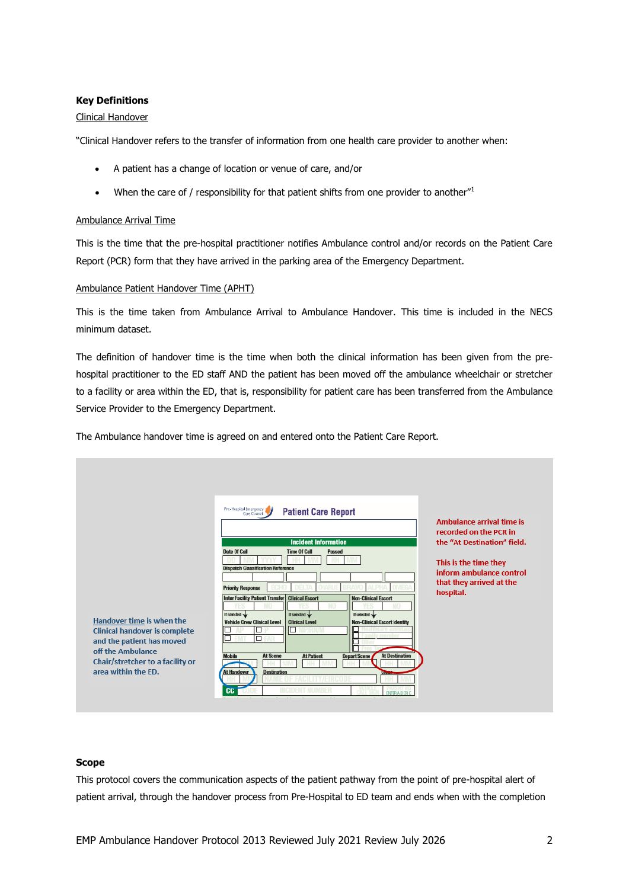### Key Definitions

Clinical Handover

"Clinical Handover refers to the transfer of information from one health care provider to another when:

- A patient has a change of location or venue of care, and/or
- When the care of / responsibility for that patient shifts from one provider to another"[1]

Ambulance Arrival Time

This is the time that the pre-hospital practitioner notifies Ambulance control and/or records on the Patient Care Report (PCR) form that they have arrived in the parking area of the Emergency Department.

Ambulance Patient Handover Time (APHT)

This is the time taken from Ambulance Arrival to Ambulance Handover. This time is included in the NECS minimum dataset.

The definition of handover time is the time when both the clinical information has been given from the pre-hospital practitioner to the ED staff AND the patient has been moved off the ambulance wheelchair or stretcher to a facility or area within the ED, that is, responsibility for patient care has been transferred from the Ambulance Service Provider to the Emergency Department.

The Ambulance handover time is agreed on and entered onto the Patient Care Report.

Handover time is when the Clinical handover is complete and the patient has moved off the Ambulance Chair/stretcher to a facility or area within the ED.

Ambulance arrival time is recorded on the PCR in the "At Destination" field.

This is the time they inform ambulance control that they arrived at the hospital.

### Scope

This protocol covers the communication aspects of the patient pathway from the point of pre-hospital alert of patient arrival, through the handover process from Pre-Hospital to ED team and ends when with the completion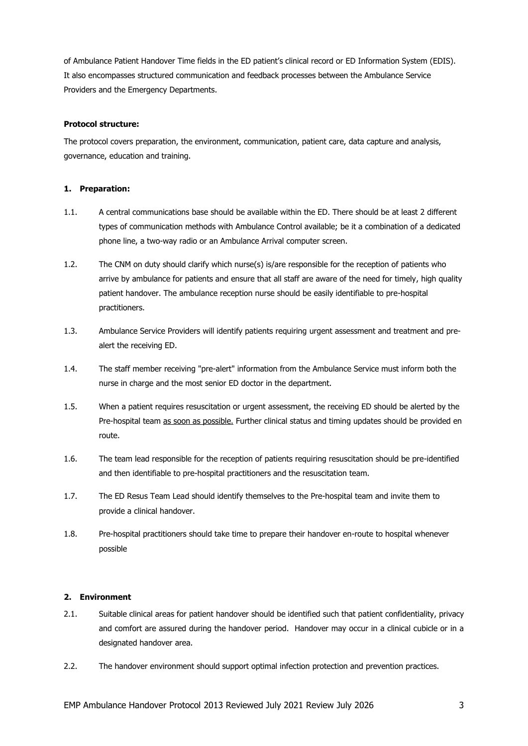of Ambulance Patient Handover Time fields in the ED patient's clinical record or ED Information System (EDIS). It also encompasses structured communication and feedback processes between the Ambulance Service Providers and the Emergency Departments.

**Protocol structure:**

The protocol covers preparation, the environment, communication, patient care, data capture and analysis, governance, education and training.

**1. Preparation:**

1.1. A central communications base should be available within the ED. There should be at least 2 different types of communication methods with Ambulance Control available; be it a combination of a dedicated phone line, a two-way radio or an Ambulance Arrival computer screen.

1.2. The CNM on duty should clarify which nurse(s) is/are responsible for the reception of patients who arrive by ambulance for patients and ensure that all staff are aware of the need for timely, high quality patient handover. The ambulance reception nurse should be easily identifiable to pre-hospital practitioners.

1.3. Ambulance Service Providers will identify patients requiring urgent assessment and treatment and pre-alert the receiving ED.

1.4. The staff member receiving "pre-alert" information from the Ambulance Service must inform both the nurse in charge and the most senior ED doctor in the department.

1.5. When a patient requires resuscitation or urgent assessment, the receiving ED should be alerted by the Pre-hospital team <u>as soon as possible.</u> Further clinical status and timing updates should be provided en route.

1.6. The team lead responsible for the reception of patients requiring resuscitation should be pre-identified and then identifiable to pre-hospital practitioners and the resuscitation team.

1.7. The ED Resus Team Lead should identify themselves to the Pre-hospital team and invite them to provide a clinical handover.

1.8. Pre-hospital practitioners should take time to prepare their handover en-route to hospital whenever possible

**2. Environment**

2.1. Suitable clinical areas for patient handover should be identified such that patient confidentiality, privacy and comfort are assured during the handover period. Handover may occur in a clinical cubicle or in a designated handover area.

2.2. The handover environment should support optimal infection protection and prevention practices.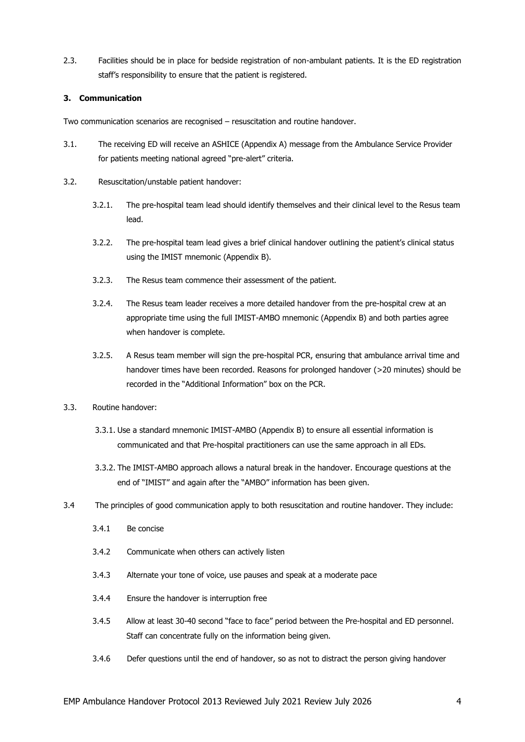2.3. Facilities should be in place for bedside registration of non-ambulant patients. It is the ED registration staff's responsibility to ensure that the patient is registered.

### 3. Communication

Two communication scenarios are recognised – resuscitation and routine handover.

3.1. The receiving ED will receive an ASHICE (Appendix A) message from the Ambulance Service Provider for patients meeting national agreed "pre-alert" criteria.

3.2. Resuscitation/unstable patient handover:

- 3.2.1. The pre-hospital team lead should identify themselves and their clinical level to the Resus team lead.
- 3.2.2. The pre-hospital team lead gives a brief clinical handover outlining the patient's clinical status using the IMIST mnemonic (Appendix B).
- 3.2.3. The Resus team commence their assessment of the patient.
- 3.2.4. The Resus team leader receives a more detailed handover from the pre-hospital crew at an appropriate time using the full IMIST-AMBO mnemonic (Appendix B) and both parties agree when handover is complete.
- 3.2.5. A Resus team member will sign the pre-hospital PCR, ensuring that ambulance arrival time and handover times have been recorded. Reasons for prolonged handover (>20 minutes) should be recorded in the "Additional Information" box on the PCR.

3.3. Routine handover:

- 3.3.1. Use a standard mnemonic IMIST-AMBO (Appendix B) to ensure all essential information is communicated and that Pre-hospital practitioners can use the same approach in all EDs.
- 3.3.2. The IMIST-AMBO approach allows a natural break in the handover. Encourage questions at the end of "IMIST" and again after the "AMBO" information has been given.

3.4 The principles of good communication apply to both resuscitation and routine handover. They include:

- 3.4.1 Be concise
- 3.4.2 Communicate when others can actively listen
- 3.4.3 Alternate your tone of voice, use pauses and speak at a moderate pace
- 3.4.4 Ensure the handover is interruption free
- 3.4.5 Allow at least 30-40 second "face to face" period between the Pre-hospital and ED personnel. Staff can concentrate fully on the information being given.
- 3.4.6 Defer questions until the end of handover, so as not to distract the person giving handover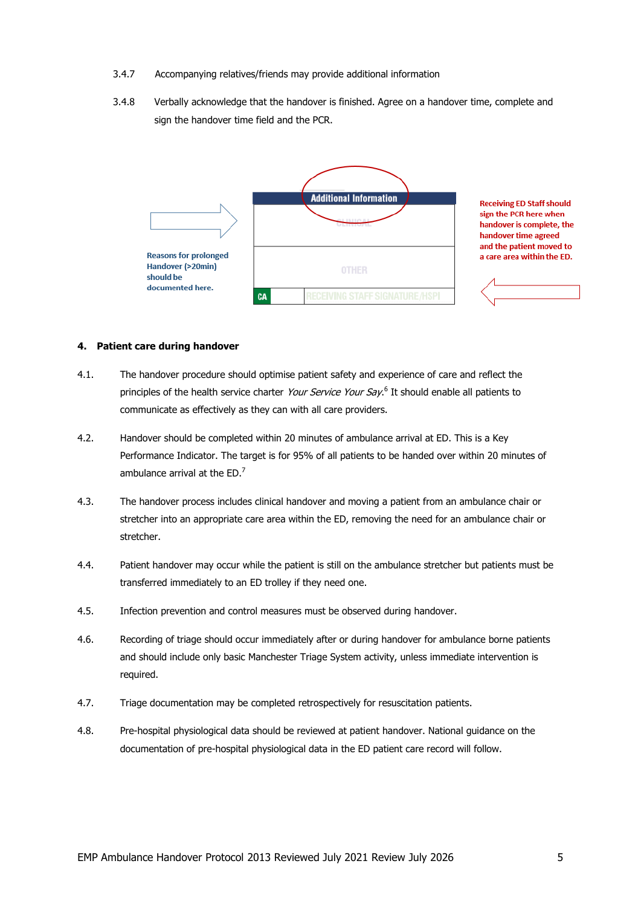3.4.7 Accompanying relatives/friends may provide additional information

3.4.8 Verbally acknowledge that the handover is finished. Agree on a handover time, complete and sign the handover time field and the PCR.

Reasons for prolonged Handover (>20min) should be documented here.

| Additional Information | |
|---|---|
| CLINICAL | |
| OTHER | |
| CA | RECEIVING STAFF SIGNATURE/HSPI |

Receiving ED Staff should sign the PCR here when handover is complete, the handover time agreed and the patient moved to a care area within the ED.

## 4. Patient care during handover

4.1. The handover procedure should optimise patient safety and experience of care and reflect the principles of the health service charter *Your Service Your Say.*[6] It should enable all patients to communicate as effectively as they can with all care providers.

4.2. Handover should be completed within 20 minutes of ambulance arrival at ED. This is a Key Performance Indicator. The target is for 95% of all patients to be handed over within 20 minutes of ambulance arrival at the ED.[7]

4.3. The handover process includes clinical handover and moving a patient from an ambulance chair or stretcher into an appropriate care area within the ED, removing the need for an ambulance chair or stretcher.

4.4. Patient handover may occur while the patient is still on the ambulance stretcher but patients must be transferred immediately to an ED trolley if they need one.

4.5. Infection prevention and control measures must be observed during handover.

4.6. Recording of triage should occur immediately after or during handover for ambulance borne patients and should include only basic Manchester Triage System activity, unless immediate intervention is required.

4.7. Triage documentation may be completed retrospectively for resuscitation patients.

4.8. Pre-hospital physiological data should be reviewed at patient handover. National guidance on the documentation of pre-hospital physiological data in the ED patient care record will follow.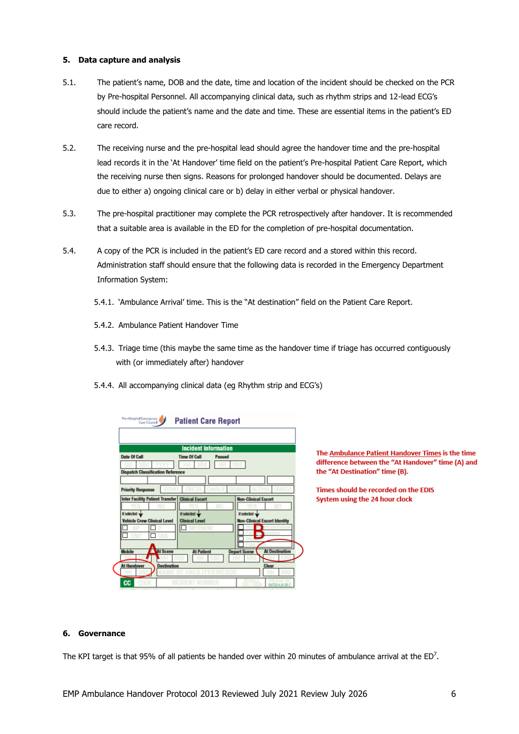## 5. Data capture and analysis

5.1. The patient's name, DOB and the date, time and location of the incident should be checked on the PCR by Pre-hospital Personnel. All accompanying clinical data, such as rhythm strips and 12-lead ECG's should include the patient's name and the date and time. These are essential items in the patient's ED care record.

5.2. The receiving nurse and the pre-hospital lead should agree the handover time and the pre-hospital lead records it in the 'At Handover' time field on the patient's Pre-hospital Patient Care Report, which the receiving nurse then signs. Reasons for prolonged handover should be documented. Delays are due to either a) ongoing clinical care or b) delay in either verbal or physical handover.

5.3. The pre-hospital practitioner may complete the PCR retrospectively after handover. It is recommended that a suitable area is available in the ED for the completion of pre-hospital documentation.

5.4. A copy of the PCR is included in the patient's ED care record and a stored within this record. Administration staff should ensure that the following data is recorded in the Emergency Department Information System:

5.4.1. 'Ambulance Arrival' time. This is the "At destination" field on the Patient Care Report.

5.4.2. Ambulance Patient Handover Time

5.4.3. Triage time (this maybe the same time as the handover time if triage has occurred contiguously with (or immediately after) handover

5.4.4. All accompanying clinical data (eg Rhythm strip and ECG's)

**The Ambulance Patient Handover Times is the time difference between the "At Handover" time (A) and the "At Destination" time (B).**

**Times should be recorded on the EDIS System using the 24 hour clock**

## 6. Governance

The KPI target is that 95% of all patients be handed over within 20 minutes of ambulance arrival at the ED[7].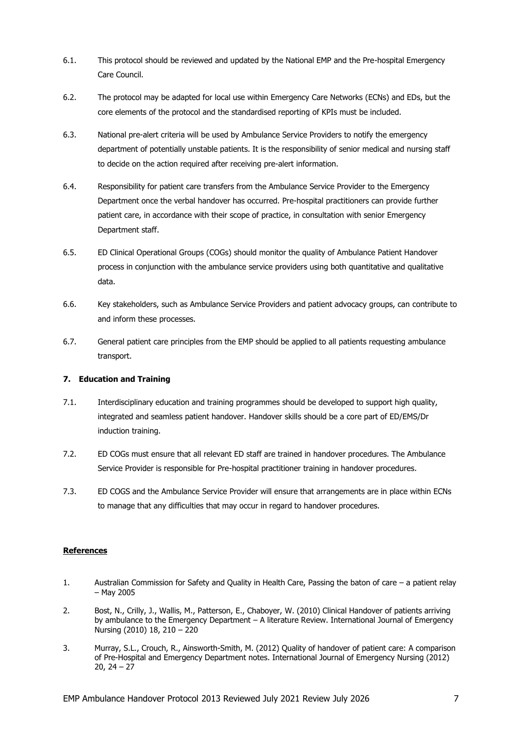6.1. This protocol should be reviewed and updated by the National EMP and the Pre-hospital Emergency Care Council.

6.2. The protocol may be adapted for local use within Emergency Care Networks (ECNs) and EDs, but the core elements of the protocol and the standardised reporting of KPIs must be included.

6.3. National pre-alert criteria will be used by Ambulance Service Providers to notify the emergency department of potentially unstable patients. It is the responsibility of senior medical and nursing staff to decide on the action required after receiving pre-alert information.

6.4. Responsibility for patient care transfers from the Ambulance Service Provider to the Emergency Department once the verbal handover has occurred. Pre-hospital practitioners can provide further patient care, in accordance with their scope of practice, in consultation with senior Emergency Department staff.

6.5. ED Clinical Operational Groups (COGs) should monitor the quality of Ambulance Patient Handover process in conjunction with the ambulance service providers using both quantitative and qualitative data.

6.6. Key stakeholders, such as Ambulance Service Providers and patient advocacy groups, can contribute to and inform these processes.

6.7. General patient care principles from the EMP should be applied to all patients requesting ambulance transport.

## 7. Education and Training

7.1. Interdisciplinary education and training programmes should be developed to support high quality, integrated and seamless patient handover. Handover skills should be a core part of ED/EMS/Dr induction training.

7.2. ED COGs must ensure that all relevant ED staff are trained in handover procedures. The Ambulance Service Provider is responsible for Pre-hospital practitioner training in handover procedures.

7.3. ED COGS and the Ambulance Service Provider will ensure that arrangements are in place within ECNs to manage that any difficulties that may occur in regard to handover procedures.

## References

1. Australian Commission for Safety and Quality in Health Care, Passing the baton of care – a patient relay – May 2005

2. Bost, N., Crilly, J., Wallis, M., Patterson, E., Chaboyer, W. (2010) Clinical Handover of patients arriving by ambulance to the Emergency Department – A literature Review. International Journal of Emergency Nursing (2010) 18, 210 – 220

3. Murray, S.L., Crouch, R., Ainsworth-Smith, M. (2012) Quality of handover of patient care: A comparison of Pre-Hospital and Emergency Department notes. International Journal of Emergency Nursing (2012) 20, 24 – 27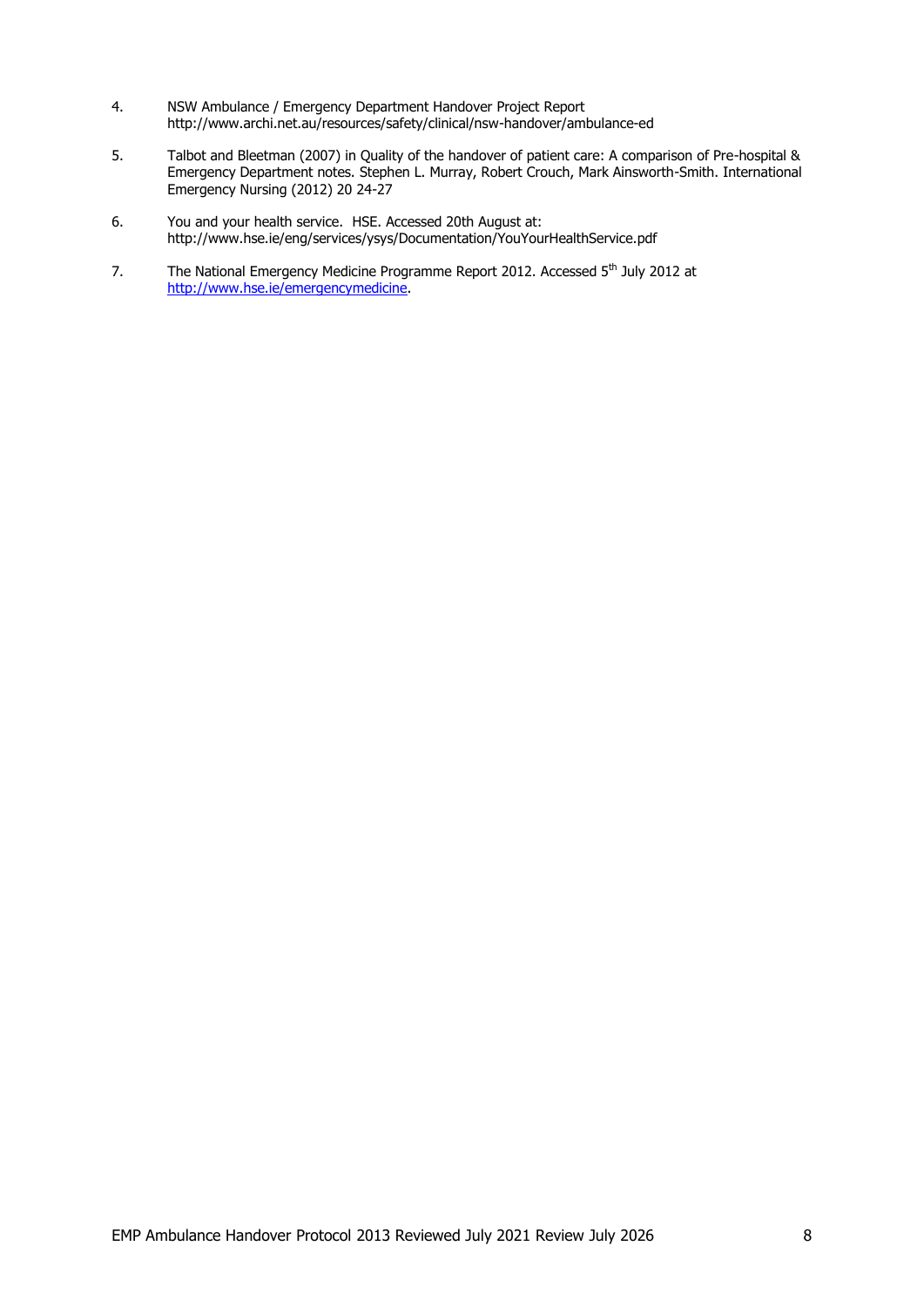4. NSW Ambulance / Emergency Department Handover Project Report http://www.archi.net.au/resources/safety/clinical/nsw-handover/ambulance-ed

5. Talbot and Bleetman (2007) in Quality of the handover of patient care: A comparison of Pre-hospital & Emergency Department notes. Stephen L. Murray, Robert Crouch, Mark Ainsworth-Smith. International Emergency Nursing (2012) 20 24-27

6. You and your health service. HSE. Accessed 20th August at: http://www.hse.ie/eng/services/ysys/Documentation/YouYourHealthService.pdf

7. The National Emergency Medicine Programme Report 2012. Accessed 5th July 2012 at http://www.hse.ie/emergencymedicine.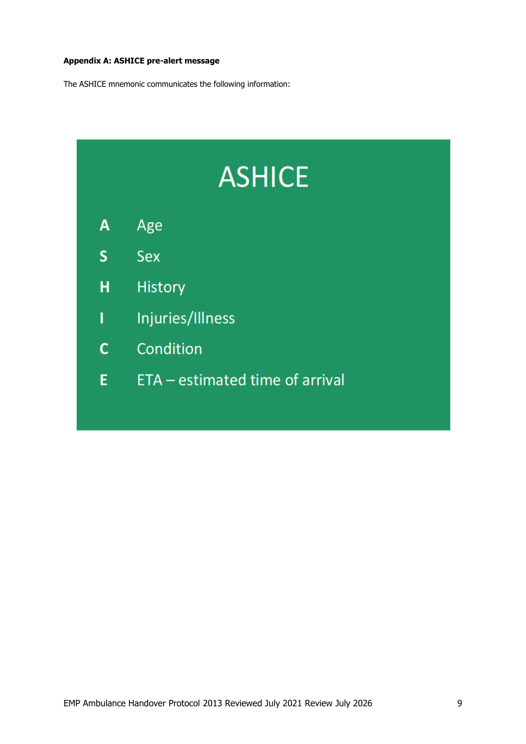**Appendix A: ASHICE pre-alert message**

The ASHICE mnemonic communicates the following information:

## ASHICE

| | |
|---|---|
| **A** | Age |
| **S** | Sex |
| **H** | History |
| **I** | Injuries/Illness |
| **C** | Condition |
| **E** | ETA – estimated time of arrival |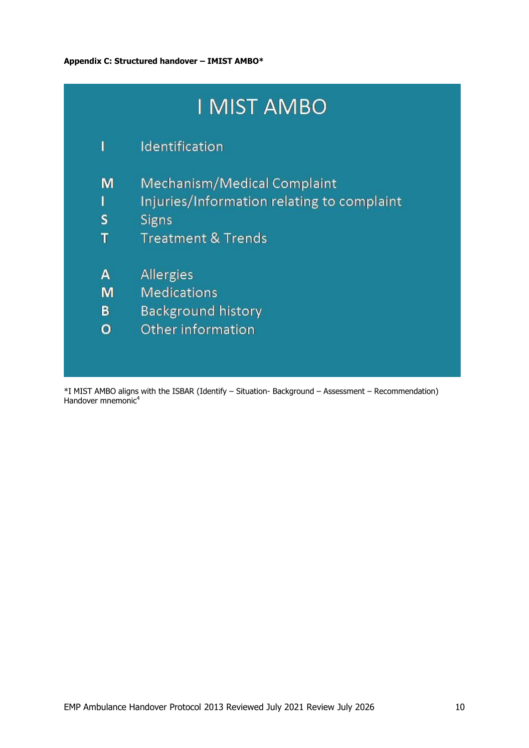**Appendix C: Structured handover – IMIST AMBO***

# I MIST AMBO

| | |
|---|---|
| **I** | Identification |
| **M** | Mechanism/Medical Complaint |
| **I** | Injuries/Information relating to complaint |
| **S** | Signs |
| **T** | Treatment & Trends |
| **A** | Allergies |
| **M** | Medications |
| **B** | Background history |
| **O** | Other information |

*I MIST AMBO aligns with the ISBAR (Identify – Situation- Background – Assessment – Recommendation) Handover mnemonic[4]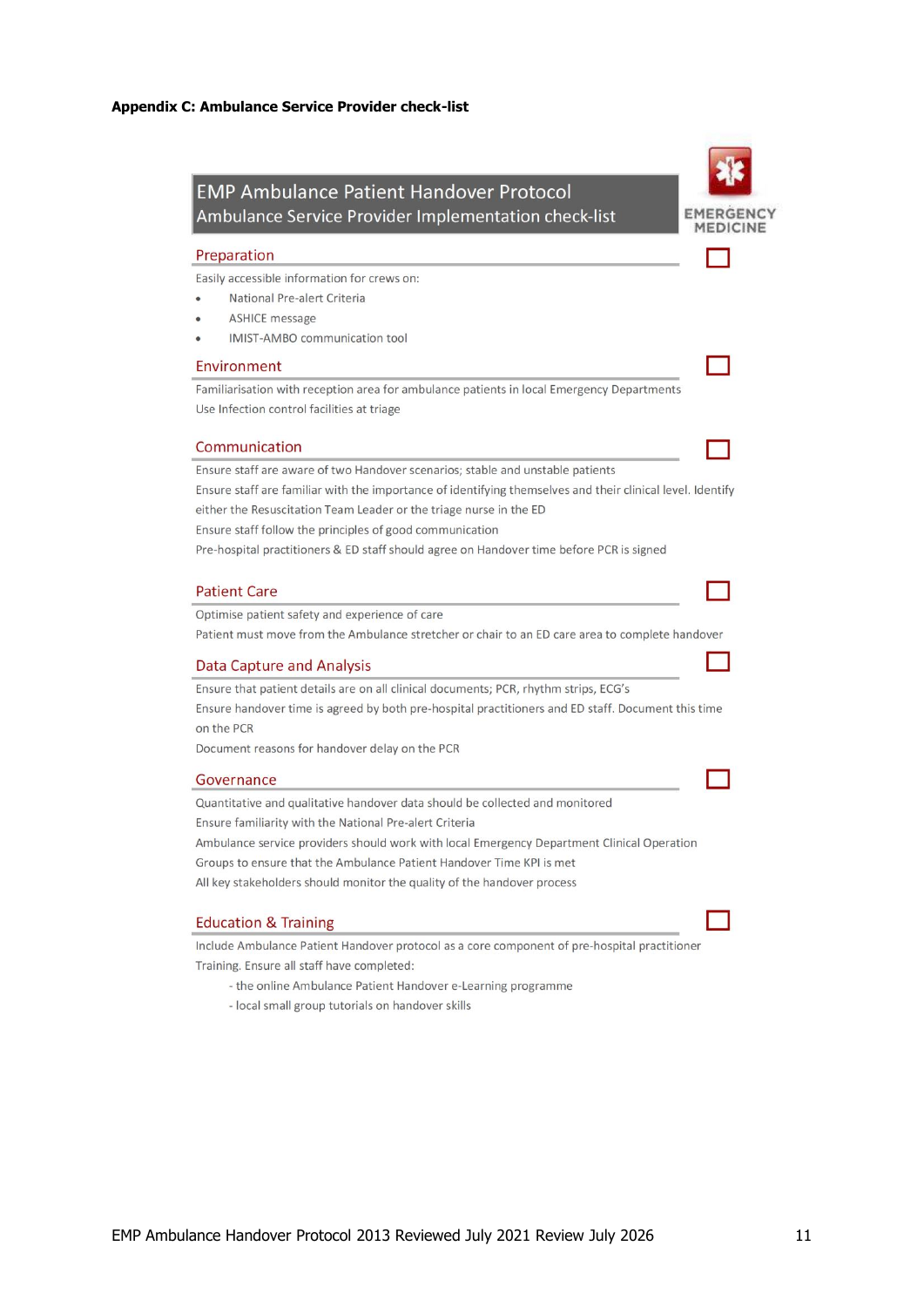**Appendix C: Ambulance Service Provider check-list**

## EMP Ambulance Patient Handover Protocol
## Ambulance Service Provider Implementation check-list

EMERGENCY MEDICINE

### Preparation ☐

Easily accessible information for crews on:

- National Pre-alert Criteria
- ASHICE message
- IMIST-AMBO communication tool

### Environment ☐

Familiarisation with reception area for ambulance patients in local Emergency Departments

Use Infection control facilities at triage

### Communication ☐

Ensure staff are aware of two Handover scenarios; stable and unstable patients

Ensure staff are familiar with the importance of identifying themselves and their clinical level. Identify either the Resuscitation Team Leader or the triage nurse in the ED

Ensure staff follow the principles of good communication

Pre-hospital practitioners & ED staff should agree on Handover time before PCR is signed

### Patient Care ☐

Optimise patient safety and experience of care

Patient must move from the Ambulance stretcher or chair to an ED care area to complete handover

### Data Capture and Analysis ☐

Ensure that patient details are on all clinical documents; PCR, rhythm strips, ECG's

Ensure handover time is agreed by both pre-hospital practitioners and ED staff. Document this time on the PCR

Document reasons for handover delay on the PCR

### Governance ☐

Quantitative and qualitative handover data should be collected and monitored

Ensure familiarity with the National Pre-alert Criteria

Ambulance service providers should work with local Emergency Department Clinical Operation Groups to ensure that the Ambulance Patient Handover Time KPI is met

All key stakeholders should monitor the quality of the handover process

### Education & Training ☐

Include Ambulance Patient Handover protocol as a core component of pre-hospital practitioner Training. Ensure all staff have completed:

- the online Ambulance Patient Handover e-Learning programme
- local small group tutorials on handover skills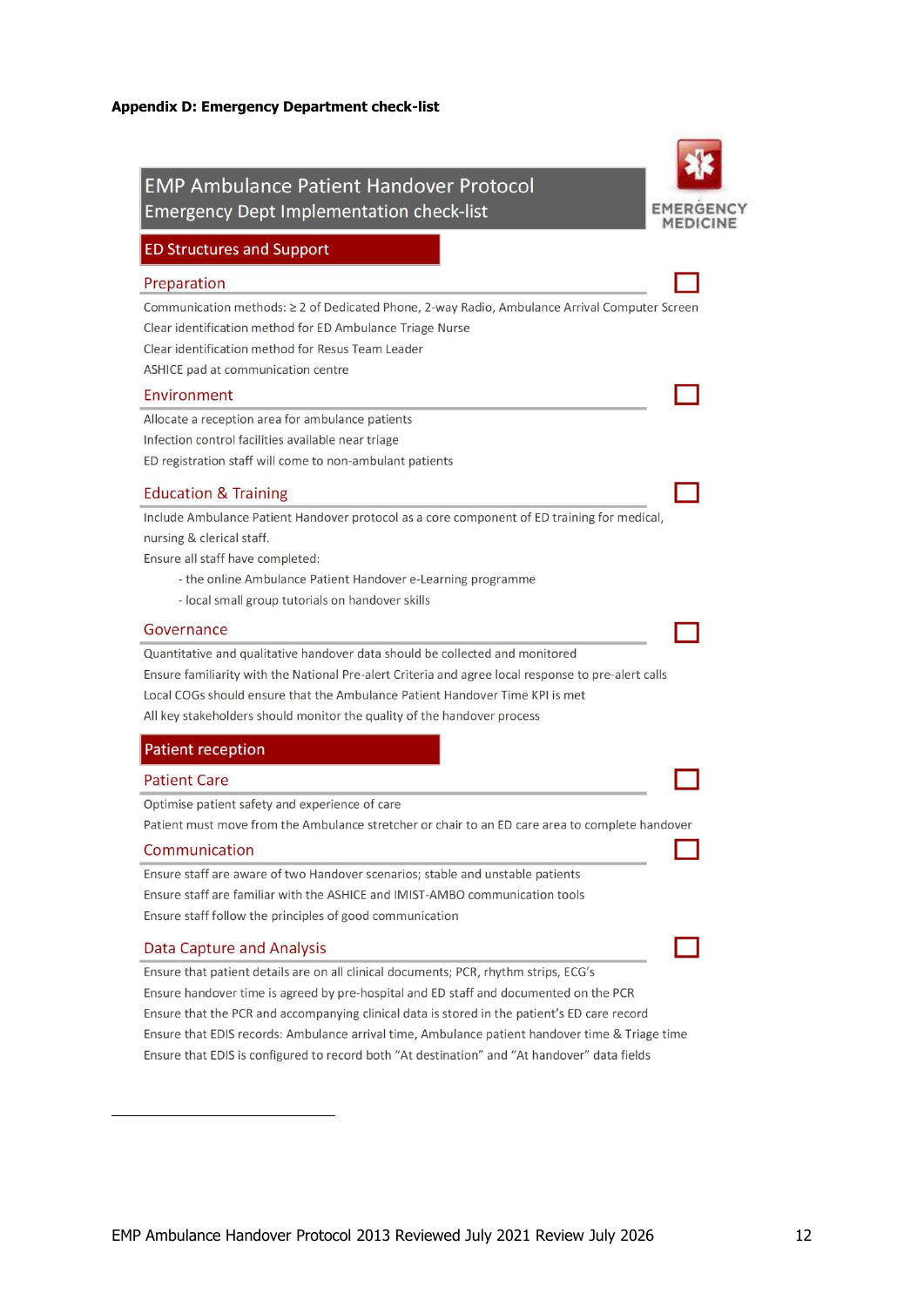**Appendix D: Emergency Department check-list**

# EMP Ambulance Patient Handover Protocol
## Emergency Dept Implementation check-list

EMERGENCY MEDICINE

## ED Structures and Support

### Preparation ☐

Communication methods: ≥ 2 of Dedicated Phone, 2-way Radio, Ambulance Arrival Computer Screen
Clear identification method for ED Ambulance Triage Nurse
Clear identification method for Resus Team Leader
ASHICE pad at communication centre

### Environment ☐

Allocate a reception area for ambulance patients
Infection control facilities available near triage
ED registration staff will come to non-ambulant patients

### Education & Training ☐

Include Ambulance Patient Handover protocol as a core component of ED training for medical, nursing & clerical staff.
Ensure all staff have completed:

- the online Ambulance Patient Handover e-Learning programme
- local small group tutorials on handover skills

### Governance ☐

Quantitative and qualitative handover data should be collected and monitored
Ensure familiarity with the National Pre-alert Criteria and agree local response to pre-alert calls
Local COGs should ensure that the Ambulance Patient Handover Time KPI is met
All key stakeholders should monitor the quality of the handover process

## Patient reception

### Patient Care ☐

Optimise patient safety and experience of care
Patient must move from the Ambulance stretcher or chair to an ED care area to complete handover

### Communication ☐

Ensure staff are aware of two Handover scenarios; stable and unstable patients
Ensure staff are familiar with the ASHICE and IMIST-AMBO communication tools
Ensure staff follow the principles of good communication

### Data Capture and Analysis ☐

Ensure that patient details are on all clinical documents; PCR, rhythm strips, ECG's
Ensure handover time is agreed by pre-hospital and ED staff and documented on the PCR
Ensure that the PCR and accompanying clinical data is stored in the patient's ED care record
Ensure that EDIS records: Ambulance arrival time, Ambulance patient handover time & Triage time
Ensure that EDIS is configured to record both "At destination" and "At handover" data fields